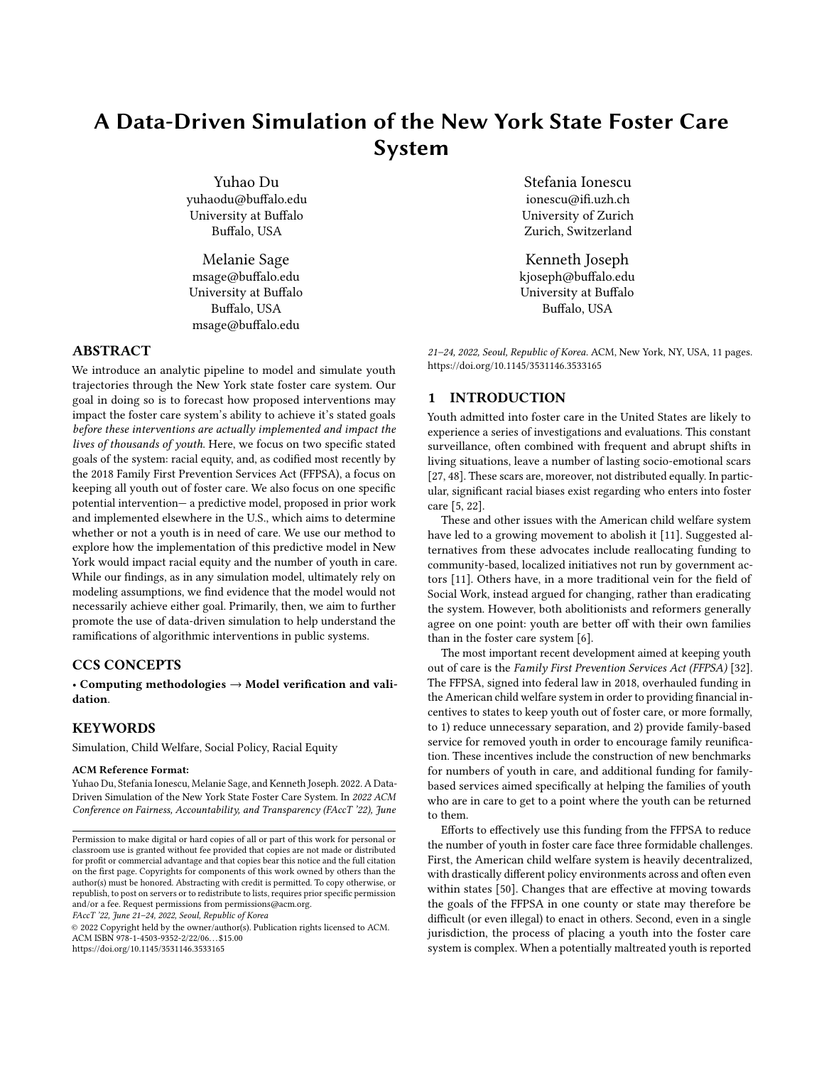# A Data-Driven Simulation of the New York State Foster Care System

Yuhao Du
yuhaodu@buffalo.edu
University at Buffalo
Buffalo, USA

Stefania Ionescu
ionescu@ifi.uzh.ch
University of Zurich
Zurich, Switzerland

Melanie Sage
msage@buffalo.edu
University at Buffalo
Buffalo, USA
msage@buffalo.edu

Kenneth Joseph
kjoseph@buffalo.edu
University at Buffalo
Buffalo, USA

## ABSTRACT

We introduce an analytic pipeline to model and simulate youth trajectories through the New York state foster care system. Our goal in doing so is to forecast how proposed interventions may impact the foster care system's ability to achieve it's stated goals *before these interventions are actually implemented and impact the lives of thousands of youth*. Here, we focus on two specific stated goals of the system: racial equity, and, as codified most recently by the 2018 Family First Prevention Services Act (FFPSA), a focus on keeping all youth out of foster care. We also focus on one specific potential intervention— a predictive model, proposed in prior work and implemented elsewhere in the U.S., which aims to determine whether or not a youth is in need of care. We use our method to explore how the implementation of this predictive model in New York would impact racial equity and the number of youth in care. While our findings, as in any simulation model, ultimately rely on modeling assumptions, we find evidence that the model would not necessarily achieve either goal. Primarily, then, we aim to further promote the use of data-driven simulation to help understand the ramifications of algorithmic interventions in public systems.

## CCS CONCEPTS

• **Computing methodologies → Model verification and validation**.

## KEYWORDS

Simulation, Child Welfare, Social Policy, Racial Equity

**ACM Reference Format:**
Yuhao Du, Stefania Ionescu, Melanie Sage, and Kenneth Joseph. 2022. A Data-Driven Simulation of the New York State Foster Care System. In *2022 ACM Conference on Fairness, Accountability, and Transparency (FAccT '22), June 21–24, 2022, Seoul, Republic of Korea.* ACM, New York, NY, USA, 11 pages. https://doi.org/10.1145/3531146.3533165

Permission to make digital or hard copies of all or part of this work for personal or classroom use is granted without fee provided that copies are not made or distributed for profit or commercial advantage and that copies bear this notice and the full citation on the first page. Copyrights for components of this work owned by others than the author(s) must be honored. Abstracting with credit is permitted. To copy otherwise, or republish, to post on servers or to redistribute to lists, requires prior specific permission and/or a fee. Request permissions from permissions@acm.org.
*FAccT '22, June 21–24, 2022, Seoul, Republic of Korea*
© 2022 Copyright held by the owner/author(s). Publication rights licensed to ACM.
ACM ISBN 978-1-4503-9352-2/22/06…$15.00
https://doi.org/10.1145/3531146.3533165

## 1 INTRODUCTION

Youth admitted into foster care in the United States are likely to experience a series of investigations and evaluations. This constant surveillance, often combined with frequent and abrupt shifts in living situations, leave a number of lasting socio-emotional scars [27, 48]. These scars are, moreover, not distributed equally. In particular, significant racial biases exist regarding who enters into foster care [5, 22].

These and other issues with the American child welfare system have led to a growing movement to abolish it [11]. Suggested alternatives from these advocates include reallocating funding to community-based, localized initiatives not run by government actors [11]. Others have, in a more traditional vein for the field of Social Work, instead argued for changing, rather than eradicating the system. However, both abolitionists and reformers generally agree on one point: youth are better off with their own families than in the foster care system [6].

The most important recent development aimed at keeping youth out of care is the *Family First Prevention Services Act (FFPSA)* [32]. The FFPSA, signed into federal law in 2018, overhauled funding in the American child welfare system in order to providing financial incentives to states to keep youth out of foster care, or more formally, to 1) reduce unnecessary separation, and 2) provide family-based service for removed youth in order to encourage family reunification. These incentives include the construction of new benchmarks for numbers of youth in care, and additional funding for family-based services aimed specifically at helping the families of youth who are in care to get to a point where the youth can be returned to them.

Efforts to effectively use this funding from the FFPSA to reduce the number of youth in foster care face three formidable challenges. First, the American child welfare system is heavily decentralized, with drastically different policy environments across and often even within states [50]. Changes that are effective at moving towards the goals of the FFPSA in one county or state may therefore be difficult (or even illegal) to enact in others. Second, even in a single jurisdiction, the process of placing a youth into the foster care system is complex. When a potentially maltreated youth is reported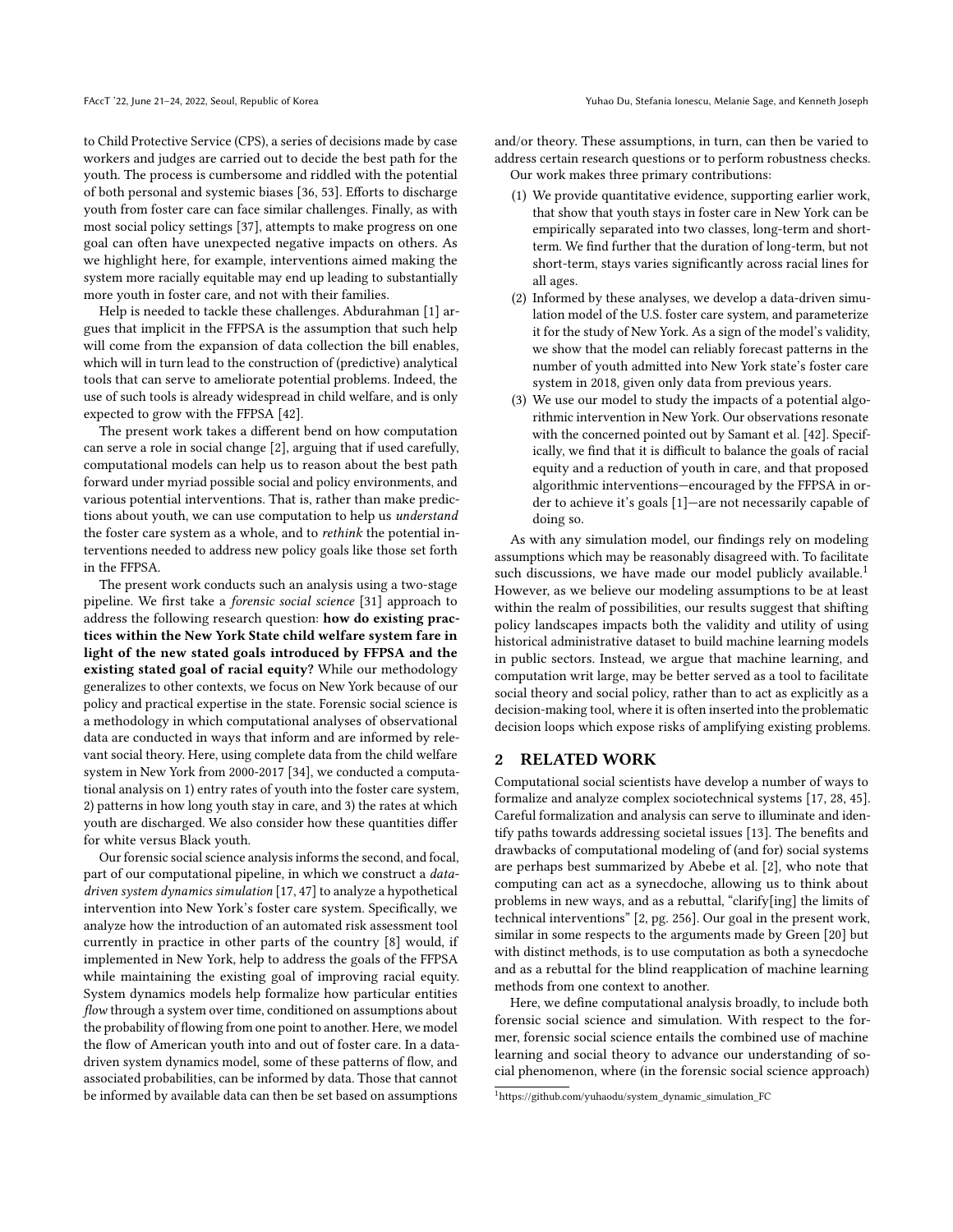to Child Protective Service (CPS), a series of decisions made by case workers and judges are carried out to decide the best path for the youth. The process is cumbersome and riddled with the potential of both personal and systemic biases [36, 53]. Efforts to discharge youth from foster care can face similar challenges. Finally, as with most social policy settings [37], attempts to make progress on one goal can often have unexpected negative impacts on others. As we highlight here, for example, interventions aimed making the system more racially equitable may end up leading to substantially more youth in foster care, and not with their families.

Help is needed to tackle these challenges. Abdurahman [1] argues that implicit in the FFPSA is the assumption that such help will come from the expansion of data collection the bill enables, which will in turn lead to the construction of (predictive) analytical tools that can serve to ameliorate potential problems. Indeed, the use of such tools is already widespread in child welfare, and is only expected to grow with the FFPSA [42].

The present work takes a different bend on how computation can serve a role in social change [2], arguing that if used carefully, computational models can help us to reason about the best path forward under myriad possible social and policy environments, and various potential interventions. That is, rather than make predictions about youth, we can use computation to help us *understand* the foster care system as a whole, and to *rethink* the potential interventions needed to address new policy goals like those set forth in the FFPSA.

The present work conducts such an analysis using a two-stage pipeline. We first take a *forensic social science* [31] approach to address the following research question: **how do existing practices within the New York State child welfare system fare in light of the new stated goals introduced by FFPSA and the existing stated goal of racial equity?** While our methodology generalizes to other contexts, we focus on New York because of our policy and practical expertise in the state. Forensic social science is a methodology in which computational analyses of observational data are conducted in ways that inform and are informed by relevant social theory. Here, using complete data from the child welfare system in New York from 2000-2017 [34], we conducted a computational analysis on 1) entry rates of youth into the foster care system, 2) patterns in how long youth stay in care, and 3) the rates at which youth are discharged. We also consider how these quantities differ for white versus Black youth.

Our forensic social science analysis informs the second, and focal, part of our computational pipeline, in which we construct a *data-driven system dynamics simulation* [17, 47] to analyze a hypothetical intervention into New York's foster care system. Specifically, we analyze how the introduction of an automated risk assessment tool currently in practice in other parts of the country [8] would, if implemented in New York, help to address the goals of the FFPSA while maintaining the existing goal of improving racial equity. System dynamics models help formalize how particular entities *flow* through a system over time, conditioned on assumptions about the probability of flowing from one point to another. Here, we model the flow of American youth into and out of foster care. In a data-driven system dynamics model, some of these patterns of flow, and associated probabilities, can be informed by data. Those that cannot be informed by available data can then be set based on assumptions and/or theory. These assumptions, in turn, can then be varied to address certain research questions or to perform robustness checks.

Our work makes three primary contributions:

1. We provide quantitative evidence, supporting earlier work, that show that youth stays in foster care in New York can be empirically separated into two classes, long-term and short-term. We find further that the duration of long-term, but not short-term, stays varies significantly across racial lines for all ages.
2. Informed by these analyses, we develop a data-driven simulation model of the U.S. foster care system, and parameterize it for the study of New York. As a sign of the model's validity, we show that the model can reliably forecast patterns in the number of youth admitted into New York state's foster care system in 2018, given only data from previous years.
3. We use our model to study the impacts of a potential algorithmic intervention in New York. Our observations resonate with the concerned pointed out by Samant et al. [42]. Specifically, we find that it is difficult to balance the goals of racial equity and a reduction of youth in care, and that proposed algorithmic interventions—encouraged by the FFPSA in order to achieve it's goals [1]—are not necessarily capable of doing so.

As with any simulation model, our findings rely on modeling assumptions which may be reasonably disagreed with. To facilitate such discussions, we have made our model publicly available.[1] However, as we believe our modeling assumptions to be at least within the realm of possibilities, our results suggest that shifting policy landscapes impacts both the validity and utility of using historical administrative dataset to build machine learning models in public sectors. Instead, we argue that machine learning, and computation writ large, may be better served as a tool to facilitate social theory and social policy, rather than to act as explicitly as a decision-making tool, where it is often inserted into the problematic decision loops which expose risks of amplifying existing problems.

## 2 RELATED WORK

Computational social scientists have develop a number of ways to formalize and analyze complex sociotechnical systems [17, 28, 45]. Careful formalization and analysis can serve to illuminate and identify paths towards addressing societal issues [13]. The benefits and drawbacks of computational modeling of (and for) social systems are perhaps best summarized by Abebe et al. [2], who note that computing can act as a synecdoche, allowing us to think about problems in new ways, and as a rebuttal, "clarify[ing] the limits of technical interventions" [2, pg. 256]. Our goal in the present work, similar in some respects to the arguments made by Green [20] but with distinct methods, is to use computation as both a synecdoche and as a rebuttal for the blind reapplication of machine learning methods from one context to another.

Here, we define computational analysis broadly, to include both forensic social science and simulation. With respect to the former, forensic social science entails the combined use of machine learning and social theory to advance our understanding of social phenomenon, where (in the forensic social science approach)

[1] https://github.com/yuhaodu/system_dynamic_simulation_FC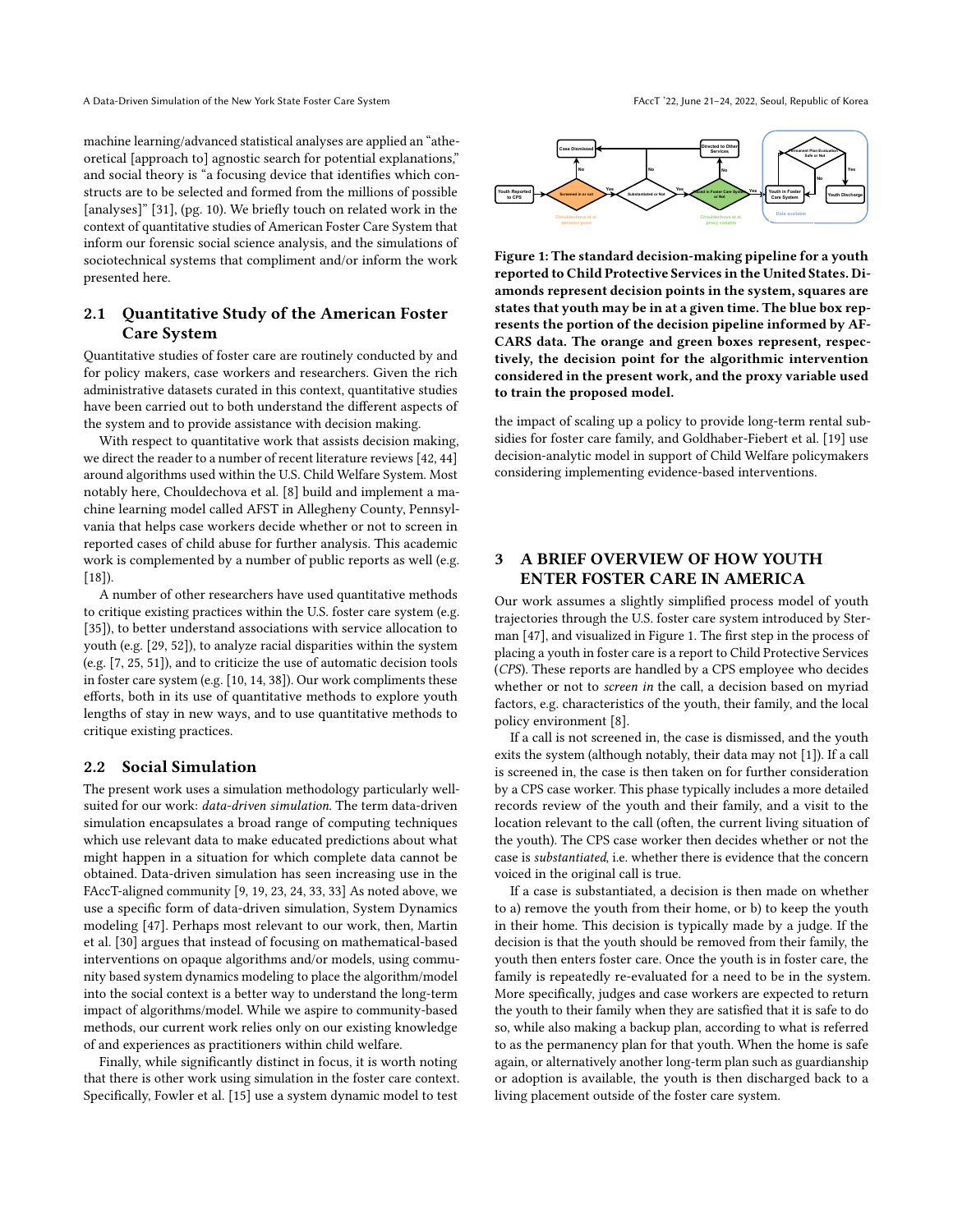machine learning/advanced statistical analyses are applied an "atheoretical [approach to] agnostic search for potential explanations," and social theory is "a focusing device that identifies which constructs are to be selected and formed from the millions of possible [analyses]" [31], (pg. 10). We briefly touch on related work in the context of quantitative studies of American Foster Care System that inform our forensic social science analysis, and the simulations of sociotechnical systems that compliment and/or inform the work presented here.

## 2.1 Quantitative Study of the American Foster Care System

Quantitative studies of foster care are routinely conducted by and for policy makers, case workers and researchers. Given the rich administrative datasets curated in this context, quantitative studies have been carried out to both understand the different aspects of the system and to provide assistance with decision making.

With respect to quantitative work that assists decision making, we direct the reader to a number of recent literature reviews [42, 44] around algorithms used within the U.S. Child Welfare System. Most notably here, Chouldechova et al. [8] build and implement a machine learning model called AFST in Allegheny County, Pennsylvania that helps case workers decide whether or not to screen in reported cases of child abuse for further analysis. This academic work is complemented by a number of public reports as well (e.g. [18]).

A number of other researchers have used quantitative methods to critique existing practices within the U.S. foster care system (e.g. [35]), to better understand associations with service allocation to youth (e.g. [29, 52]), to analyze racial disparities within the system (e.g. [7, 25, 51]), and to criticize the use of automatic decision tools in foster care system (e.g. [10, 14, 38]). Our work compliments these efforts, both in its use of quantitative methods to explore youth lengths of stay in new ways, and to use quantitative methods to critique existing practices.

## 2.2 Social Simulation

The present work uses a simulation methodology particularly well-suited for our work: *data-driven simulation*. The term data-driven simulation encapsulates a broad range of computing techniques which use relevant data to make educated predictions about what might happen in a situation for which complete data cannot be obtained. Data-driven simulation has seen increasing use in the FAccT-aligned community [9, 19, 23, 24, 33, 33] As noted above, we use a specific form of data-driven simulation, System Dynamics modeling [47]. Perhaps most relevant to our work, then, Martin et al. [30] argues that instead of focusing on mathematical-based interventions on opaque algorithms and/or models, using community based system dynamics modeling to place the algorithm/model into the social context is a better way to understand the long-term impact of algorithms/model. While we aspire to community-based methods, our current work relies only on our existing knowledge of and experiences as practitioners within child welfare.

Finally, while significantly distinct in focus, it is worth noting that there is other work using simulation in the foster care context. Specifically, Fowler et al. [15] use a system dynamic model to test the impact of scaling up a policy to provide long-term rental subsidies for foster care family, and Goldhaber-Fiebert et al. [19] use decision-analytic model in support of Child Welfare policymakers considering implementing evidence-based interventions.

**Figure 1: The standard decision-making pipeline for a youth reported to Child Protective Services in the United States. Diamonds represent decision points in the system, squares are states that youth may be in at a given time. The blue box represents the portion of the decision pipeline informed by AFCARS data. The orange and green boxes represent, respectively, the decision point for the algorithmic intervention considered in the present work, and the proxy variable used to train the proposed model.**

# 3 A BRIEF OVERVIEW OF HOW YOUTH ENTER FOSTER CARE IN AMERICA

Our work assumes a slightly simplified process model of youth trajectories through the U.S. foster care system introduced by Sterman [47], and visualized in Figure 1. The first step in the process of placing a youth in foster care is a report to Child Protective Services (*CPS*). These reports are handled by a CPS employee who decides whether or not to *screen in* the call, a decision based on myriad factors, e.g. characteristics of the youth, their family, and the local policy environment [8].

If a call is not screened in, the case is dismissed, and the youth exits the system (although notably, their data may not [1]). If a call is screened in, the case is then taken on for further consideration by a CPS case worker. This phase typically includes a more detailed records review of the youth and their family, and a visit to the location relevant to the call (often, the current living situation of the youth). The CPS case worker then decides whether or not the case is *substantiated*, i.e. whether there is evidence that the concern voiced in the original call is true.

If a case is substantiated, a decision is then made on whether to a) remove the youth from their home, or b) to keep the youth in their home. This decision is typically made by a judge. If the decision is that the youth should be removed from their family, the youth then enters foster care. Once the youth is in foster care, the family is repeatedly re-evaluated for a need to be in the system. More specifically, judges and case workers are expected to return the youth to their family when they are satisfied that it is safe to do so, while also making a backup plan, according to what is referred to as the permanency plan for that youth. When the home is safe again, or alternatively another long-term plan such as guardianship or adoption is available, the youth is then discharged back to a living placement outside of the foster care system.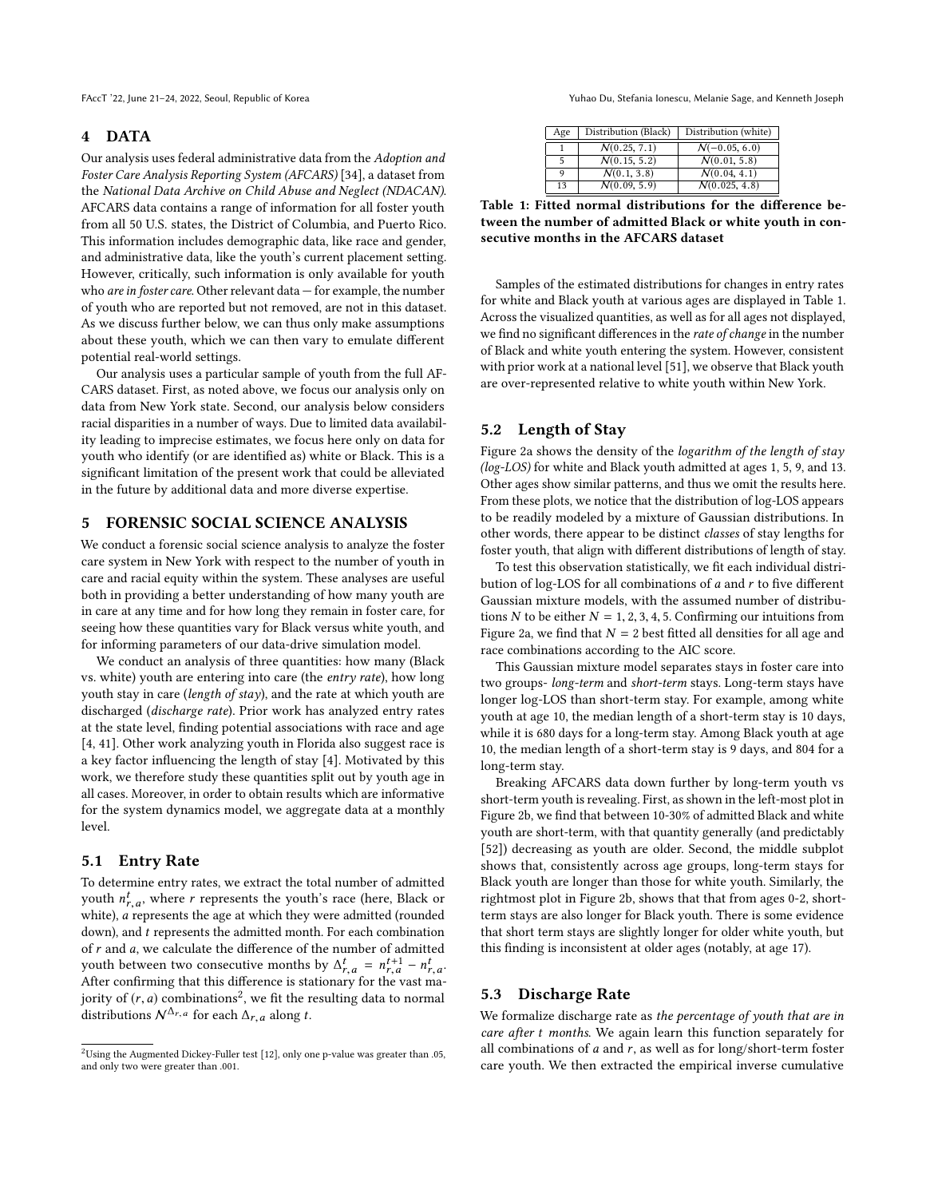## 4 DATA

Our analysis uses federal administrative data from the *Adoption and Foster Care Analysis Reporting System (AFCARS)* [34], a dataset from the *National Data Archive on Child Abuse and Neglect (NDACAN)*. AFCARS data contains a range of information for all foster youth from all 50 U.S. states, the District of Columbia, and Puerto Rico. This information includes demographic data, like race and gender, and administrative data, like the youth's current placement setting. However, critically, such information is only available for youth who *are in foster care*. Other relevant data — for example, the number of youth who are reported but not removed, are not in this dataset. As we discuss further below, we can thus only make assumptions about these youth, which we can then vary to emulate different potential real-world settings.

Our analysis uses a particular sample of youth from the full AFCARS dataset. First, as noted above, we focus our analysis only on data from New York state. Second, our analysis below considers racial disparities in a number of ways. Due to limited data availability leading to imprecise estimates, we focus here only on data for youth who identify (or are identified as) white or Black. This is a significant limitation of the present work that could be alleviated in the future by additional data and more diverse expertise.

## 5 FORENSIC SOCIAL SCIENCE ANALYSIS

We conduct a forensic social science analysis to analyze the foster care system in New York with respect to the number of youth in care and racial equity within the system. These analyses are useful both in providing a better understanding of how many youth are in care at any time and for how long they remain in foster care, for seeing how these quantities vary for Black versus white youth, and for informing parameters of our data-drive simulation model.

We conduct an analysis of three quantities: how many (Black vs. white) youth are entering into care (the *entry rate*), how long youth stay in care (*length of stay*), and the rate at which youth are discharged (*discharge rate*). Prior work has analyzed entry rates at the state level, finding potential associations with race and age [4, 41]. Other work analyzing youth in Florida also suggest race is a key factor influencing the length of stay [4]. Motivated by this work, we therefore study these quantities split out by youth age in all cases. Moreover, in order to obtain results which are informative for the system dynamics model, we aggregate data at a monthly level.

### 5.1 Entry Rate

To determine entry rates, we extract the total number of admitted youth $n^t_{r,a}$, where $r$ represents the youth's race (here, Black or white), $a$ represents the age at which they were admitted (rounded down), and $t$ represents the admitted month. For each combination of $r$ and $a$, we calculate the difference of the number of admitted youth between two consecutive months by $\Delta^t_{r,a} = n^{t+1}_{r,a} - n^t_{r,a}$. After confirming that this difference is stationary for the vast majority of $(r, a)$ combinations[2], we fit the resulting data to normal distributions $\mathcal{N}^{\Delta_{r,a}}$ for each $\Delta_{r,a}$ along $t$.

[2] Using the Augmented Dickey-Fuller test [12], only one p-value was greater than .05, and only two were greater than .001.

| Age | Distribution (Black) | Distribution (white) |
|---|---|---|
| 1 | $\mathcal{N}(0.25, 7.1)$ | $\mathcal{N}(-0.05, 6.0)$ |
| 5 | $\mathcal{N}(0.15, 5.2)$ | $\mathcal{N}(0.01, 5.8)$ |
| 9 | $\mathcal{N}(0.1, 3.8)$ | $\mathcal{N}(0.04, 4.1)$ |
| 13 | $\mathcal{N}(0.09, 5.9)$ | $\mathcal{N}(0.025, 4.8)$ |

**Table 1: Fitted normal distributions for the difference between the number of admitted Black or white youth in consecutive months in the AFCARS dataset**

Samples of the estimated distributions for changes in entry rates for white and Black youth at various ages are displayed in Table 1. Across the visualized quantities, as well as for all ages not displayed, we find no significant differences in the *rate of change* in the number of Black and white youth entering the system. However, consistent with prior work at a national level [51], we observe that Black youth are over-represented relative to white youth within New York.

### 5.2 Length of Stay

Figure 2a shows the density of the *logarithm of the length of stay (log-LOS)* for white and Black youth admitted at ages 1, 5, 9, and 13. Other ages show similar patterns, and thus we omit the results here. From these plots, we notice that the distribution of log-LOS appears to be readily modeled by a mixture of Gaussian distributions. In other words, there appear to be distinct *classes* of stay lengths for foster youth, that align with different distributions of length of stay.

To test this observation statistically, we fit each individual distribution of log-LOS for all combinations of $a$ and $r$ to five different Gaussian mixture models, with the assumed number of distributions $N$ to be either $N = 1, 2, 3, 4, 5$. Confirming our intuitions from Figure 2a, we find that $N = 2$ best fitted all densities for all age and race combinations according to the AIC score.

This Gaussian mixture model separates stays in foster care into two groups- *long-term* and *short-term* stays. Long-term stays have longer log-LOS than short-term stay. For example, among white youth at age 10, the median length of a short-term stay is 10 days, while it is 680 days for a long-term stay. Among Black youth at age 10, the median length of a short-term stay is 9 days, and 804 for a long-term stay.

Breaking AFCARS data down further by long-term youth vs short-term youth is revealing. First, as shown in the left-most plot in Figure 2b, we find that between 10-30% of admitted Black and white youth are short-term, with that quantity generally (and predictably [52]) decreasing as youth are older. Second, the middle subplot shows that, consistently across age groups, long-term stays for Black youth are longer than those for white youth. Similarly, the rightmost plot in Figure 2b, shows that that from ages 0-2, short-term stays are also longer for Black youth. There is some evidence that short term stays are slightly longer for older white youth, but this finding is inconsistent at older ages (notably, at age 17).

### 5.3 Discharge Rate

We formalize discharge rate as *the percentage of youth that are in care after $t$ months*. We again learn this function separately for all combinations of $a$ and $r$, as well as for long/short-term foster care youth. We then extracted the empirical inverse cumulative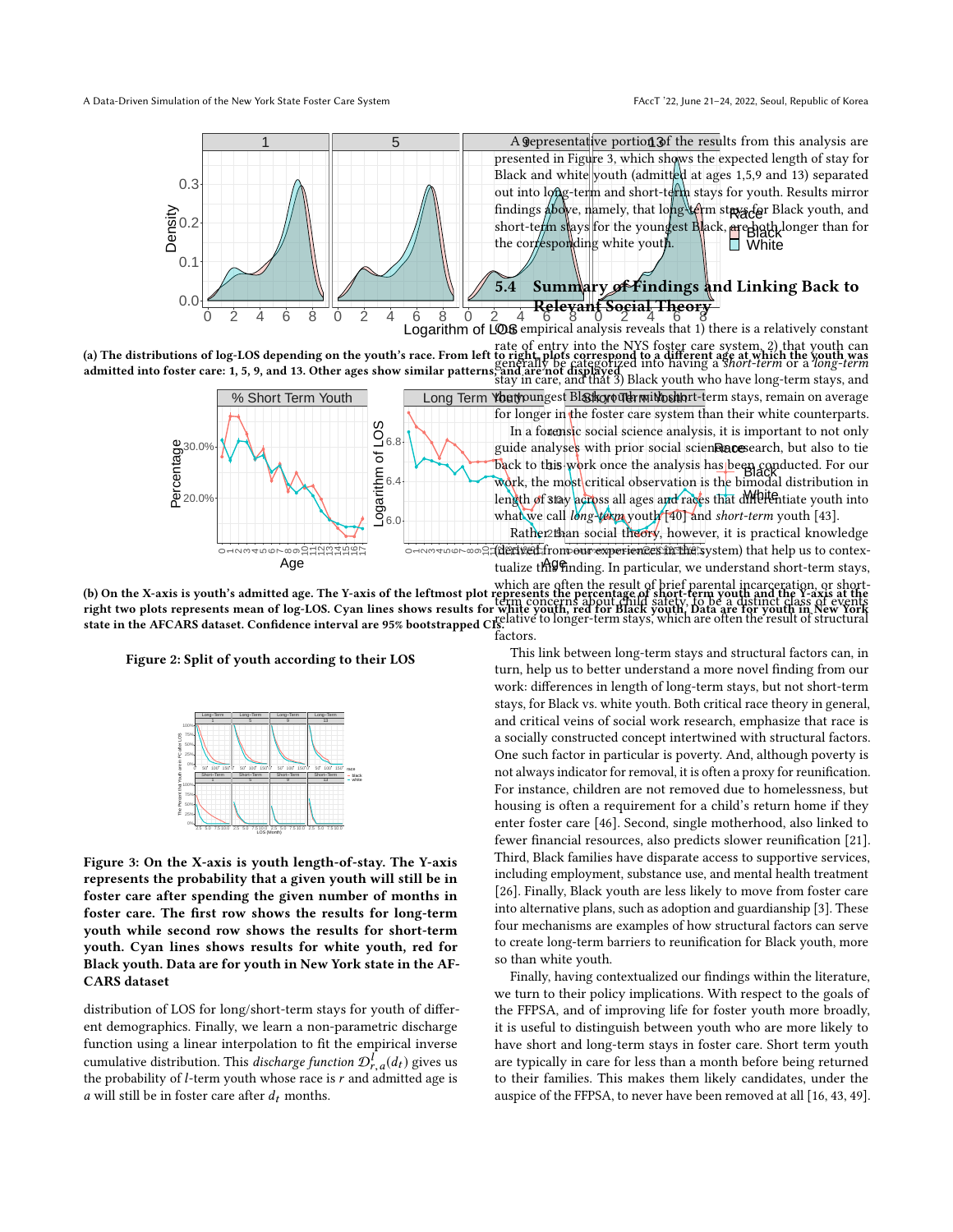(a) The distributions of log-LOS depending on the youth's race. From left to right, plots correspond to a different age at which the youth was admitted into foster care: 1, 5, 9, and 13. Other ages show similar patterns, and are not displayed.

(b) On the X-axis is youth's admitted age. The Y-axis of the leftmost plot represents the percentage of short-term youth and the Y-axis at the right two plots represents mean of log-LOS. Cyan lines shows results for white youth, red for Black youth. Data are for youth in New York state in the AFCARS dataset. Confidence interval are 95% bootstrapped CIs.

**Figure 2: Split of youth according to their LOS**

**Figure 3: On the X-axis is youth length-of-stay. The Y-axis represents the probability that a given youth will still be in foster care after spending the given number of months in foster care. The first row shows the results for long-term youth while second row shows the results for short-term youth. Cyan lines shows results for white youth, red for Black youth. Data are for youth in New York state in the AF-CARS dataset**

distribution of LOS for long/short-term stays for youth of different demographics. Finally, we learn a non-parametric discharge function using a linear interpolation to fit the empirical inverse cumulative distribution. This *discharge function* $\mathcal{D}^{l}_{r,a}(d_t)$ gives us the probability of $l$-term youth whose race is $r$ and admitted age is $a$ will still be in foster care after $d_t$ months.

A representative portion of the results from this analysis are presented in Figure 3, which shows the expected length of stay for Black and white youth (admitted at ages 1,5,9 and 13) separated out into long-term and short-term stays for youth. Results mirror findings above, namely, that long-term stays for Black youth, and short-term stays for the youngest Black, are both longer than for the corresponding white youth.

### 5.4 Summary of Findings and Linking Back to Relevant Social Theory

Our empirical analysis reveals that 1) there is a relatively constant rate of entry into the NYS foster care system, 2) that youth can generally be categorized into having a *short-term* or a *long-term* stay in care, and that 3) Black youth who have long-term stays, and the youngest Black youth with short-term stays, remain on average for longer in the foster care system than their white counterparts.

In a forensic social science analysis, it is important to not only guide analyses with prior social science research, but also to tie back to this work once the analysis has been conducted. For our work, the most critical observation is the bimodal distribution in length of stay across all ages and races that differentiate youth into what we call *long-term* youth [40] and *short-term* youth [43].

Rather than social theory, however, it is practical knowledge (derived from our experiences in the system) that help us to contextualize this finding. In particular, we understand short-term stays, which are often the result of brief parental incarceration, or short-term concerns about child safety, to be a distinct class of events relative to longer-term stays, which are often the result of structural factors.

This link between long-term stays and structural factors can, in turn, help us to better understand a more novel finding from our work: differences in length of long-term stays, but not short-term stays, for Black vs. white youth. Both critical race theory in general, and critical veins of social work research, emphasize that race is a socially constructed concept intertwined with structural factors. One such factor in particular is poverty. And, although poverty is not always indicator for removal, it is often a proxy for reunification. For instance, children are not removed due to homelessness, but housing is often a requirement for a child's return home if they enter foster care [46]. Second, single motherhood, also linked to fewer financial resources, also predicts slower reunification [21]. Third, Black families have disparate access to supportive services, including employment, substance use, and mental health treatment [26]. Finally, Black youth are less likely to move from foster care into alternative plans, such as adoption and guardianship [3]. These four mechanisms are examples of how structural factors can serve to create long-term barriers to reunification for Black youth, more so than white youth.

Finally, having contextualized our findings within the literature, we turn to their policy implications. With respect to the goals of the FFPSA, and of improving life for foster youth more broadly, it is useful to distinguish between youth who are more likely to have short and long-term stays in foster care. Short term youth are typically in care for less than a month before being returned to their families. This makes them likely candidates, under the auspice of the FFPSA, to never have been removed at all [16, 43, 49].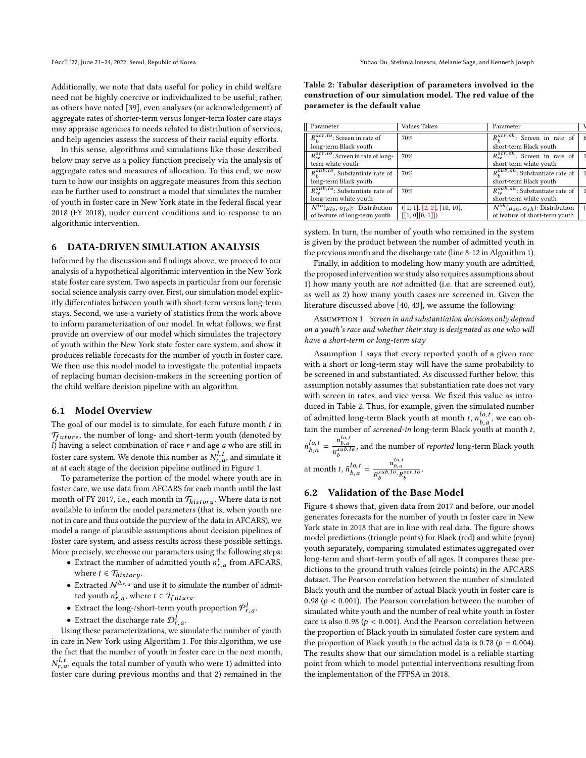Additionally, we note that data useful for policy in child welfare need not be highly coercive or individualized to be useful; rather, as others have noted [39], even analyses (or acknowledgement) of aggregate rates of shorter-term versus longer-term foster care stays may appraise agencies to needs related to distribution of services, and help agencies assess the success of their racial equity efforts.

In this sense, algorithms and simulations like those described below may serve as a policy function precisely via the analysis of aggregate rates and measures of allocation. To this end, we now turn to how our insights on aggregate measures from this section can be further used to construct a model that simulates the number of youth in foster care in New York state in the federal fiscal year 2018 (FY 2018), under current conditions and in response to an algorithmic intervention.

## 6 DATA-DRIVEN SIMULATION ANALYSIS

Informed by the discussion and findings above, we proceed to our analysis of a hypothetical algorithmic intervention in the New York state foster care system. Two aspects in particular from our forensic social science analysis carry over. First, our simulation model explicitly differentiates between youth with short-term versus long-term stays. Second, we use a variety of statistics from the work above to inform parameterization of our model. In what follows, we first provide an overview of our model which simulates the trajectory of youth within the New York state foster care system, and show it produces reliable forecasts for the number of youth in foster care. We then use this model model to investigate the potential impacts of replacing human decision-makers in the screening portion of the child welfare decision pipeline with an algorithm.

### 6.1 Model Overview

The goal of our model is to simulate, for each future month $t$ in $\mathcal{T}_{future}$, the number of long- and short-term youth (denoted by $l$) having a select combination of race $r$ and age $a$ who are still in foster care system. We denote this number as $N^{l,t}_{r,a}$, and simulate it at at each stage of the decision pipeline outlined in Figure 1.

To parameterize the portion of the model where youth are in foster care, we use data from AFCARS for each month until the last month of FY 2017, i.e., each month in $\mathcal{T}_{history}$. Where data is not available to inform the model parameters (that is, when youth are not in care and thus outside the purview of the data in AFCARS), we model a range of plausible assumptions about decision pipelines of foster care system, and assess results across these possible settings. More precisely, we choose our parameters using the following steps:

- Extract the number of admitted youth $n^t_{r,a}$ from AFCARS, where $t \in \mathcal{T}_{history}$.
- Extracted $\mathcal{N}^{\Delta_{r,a}}$ and use it to simulate the number of admitted youth $n^t_{r,a}$, where $t \in \mathcal{T}_{future}$.
- Extract the long-/short-term youth proportion $\mathcal{P}^l_{r,a}$.
- Extract the discharge rate $\mathcal{D}^l_{r,a}$.

Using these parameterizations, we simulate the number of youth in care in New York using Algorithm 1. For this algorithm, we use the fact that the number of youth in foster care in the next month, $N^{l,t}_{r,a}$, equals the total number of youth who were 1) admitted into foster care during previous months and that 2) remained in the system. In turn, the number of youth who remained in the system is given by the product between the number of admitted youth in the previous month and the discharge rate (line 8-12 in Algorithm 1).

Finally, in addition to modeling how many youth are admitted, the proposed intervention we study also requires assumptions about 1) how many youth are *not* admitted (i.e. that are screened out), as well as 2) how many youth cases are screened in. Given the literature discussed above [40, 43], we assume the following:

Assumption 1. *Screen in and substantiation decisions only depend on a youth's race and whether their stay is designated as one who will have a short-term or long-term stay*

Assumption 1 says that every reported youth of a given race with a short or long-term stay will have the same probability to be screened in and substantiated. As discussed further below, this assumption notably assumes that substantiation rate does not vary with screen in rates, and vice versa. We fixed this value as introduced in Table 2. Thus, for example, given the simulated number of admitted long-term Black youth at month $t$, $n^{lo,t}_{b,a}$, we can obtain the number of *screened-in* long-term Black youth at month $t$, $\dot{n}^{lo,t}_{b,a} = \frac{n^{lo,t}_{b,a}}{R^{sub,lo}_b}$, and the number of *reported* long-term Black youth at month $t$, $\ddot{n}^{lo,t}_{b,a} = \frac{n^{lo,t}_{b,a}}{R^{sub,lo}_b \cdot R^{scr,lo}_b}$.

**Table 2: Tabular description of parameters involved in the construction of our simulation model. The red value of the parameter is the default value**

| Parameter | Values Taken | Parameter | V |
|---|---|---|---|
| $R^{scr,lo}_b$: Screen in rate of long-term Black youth | 70% | $R^{scr,sh}_b$: Screen in rate of short-term Black youth | 6 |
| $R^{scr,lo}_w$: Screen in rate of long-term white youth | 70% | $R^{scr,sh}_w$: Screen in rate of short-term white youth | 1 |
| $R^{sub,lo}_b$: Substantiate rate of long-term Black youth | 70% | $R^{sub,sh}_b$: Substantiate rate of short-term Black youth | 1 |
| $R^{sub,lo}_w$: Substantiate rate of long-term white youth | 70% | $R^{sub,sh}_w$: Substantiate rate of short-term white youth | 1 |
| $\mathcal{N}^{lo}(\mu_{lo}, \sigma_{lo})$: Distribution of feature of long-term youth | ([1, 1], [2, 2], [10, 10], [[1, 0][0, 1]]) | $\mathcal{N}^{sh}(\mu_{sh}, \sigma_{sh})$: Distribution of feature of short-term youth | ( |

### 6.2 Validation of the Base Model

Figure 4 shows that, given data from 2017 and before, our model generates forecasts for the number of youth in foster care in New York state in 2018 that are in line with real data. The figure shows model predictions (triangle points) for Black (red) and white (cyan) youth separately, comparing simulated estimates aggregated over long-term and short-term youth of all ages. It compares these predictions to the ground truth values (circle points) in the AFCARS dataset. The Pearson correlation between the number of simulated Black youth and the number of actual Black youth in foster care is 0.98 ($p < 0.001$). The Pearson correlation between the number of simulated white youth and the number of real white youth in foster care is also 0.98 ($p < 0.001$). And the Pearson correlation between the proportion of Black youth in simulated foster care system and the proportion of Black youth in the actual data is 0.78 ($p = 0.004$). The results show that our simulation model is a reliable starting point from which to model potential interventions resulting from the implementation of the FFPSA in 2018.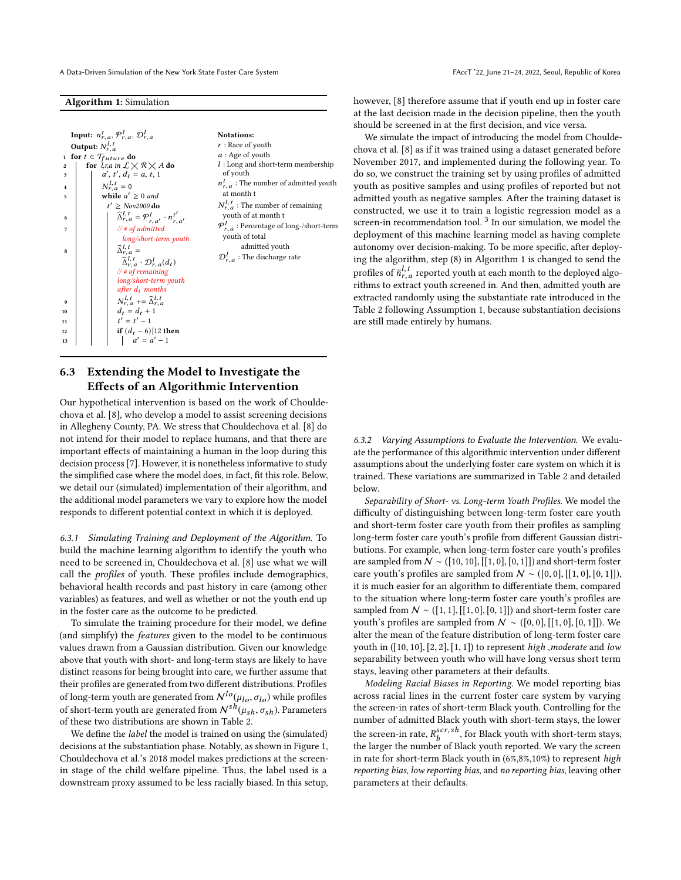**Algorithm 1:** Simulation

```
Input: n^t_{r,a}, P^l_{r,a}, D^l_{r,a}
Output: N^{l,t}_{r,a}
1  for t ∈ T_future do
2      for l,r,a in L × R × A do
3          a', t', d_t = a, t, 1
4          N^{l,t}_{r,a} = 0
5          while a' ≥ 0 and t' ≥ Nov2000 do
6              Δ̂^{l,t}_{r,a} = P^l_{r,a'} · n^{t'}_{r,a'}
7              // # of admitted long/short-term youth
8              Δ̂^{l,t}_{r,a} = Δ̂^{l,t}_{r,a} · D^l_{r,a}(d_t)
               // # of remaining long/short-term youth after d_t months
9              N^{l,t}_{r,a} += Δ̂^{l,t}_{r,a}
10             d_t = d_t + 1
11             t' = t' − 1
12             if (d_t − 6)|12 then
13                 a' = a' − 1
```

**Notations:**
- $r$ : Race of youth
- $a$ : Age of youth
- $l$ : Long and short-term membership of youth
- $n^t_{r,a}$ : The number of admitted youth at month t
- $N^{l,t}_{r,a}$ : The number of remaining youth of at month t
- $\mathcal{P}^l_{r,a}$ : Percentage of long-/short-term youth of total admitted youth
- $\mathcal{D}^l_{r,a}$ : The discharge rate

## 6.3 Extending the Model to Investigate the Effects of an Algorithmic Intervention

Our hypothetical intervention is based on the work of Chouldechova et al. [8], who develop a model to assist screening decisions in Allegheny County, PA. We stress that Chouldechova et al. [8] do not intend for their model to replace humans, and that there are important effects of maintaining a human in the loop during this decision process [7]. However, it is nonetheless informative to study the simplified case where the model does, in fact, fit this role. Below, we detail our (simulated) implementation of their algorithm, and the additional model parameters we vary to explore how the model responds to different potential context in which it is deployed.

*6.3.1 Simulating Training and Deployment of the Algorithm.* To build the machine learning algorithm to identify the youth who need to be screened in, Chouldechova et al. [8] use what we will call the *profiles* of youth. These profiles include demographics, behavioral health records and past history in care (among other variables) as features, and well as whether or not the youth end up in the foster care as the outcome to be predicted.

To simulate the training procedure for their model, we define (and simplify) the *features* given to the model to be continuous values drawn from a Gaussian distribution. Given our knowledge above that youth with short- and long-term stays are likely to have distinct reasons for being brought into care, we further assume that their profiles are generated from two different distributions. Profiles of long-term youth are generated from $\mathcal{N}^{lo}(\mu_{lo}, \sigma_{lo})$ while profiles of short-term youth are generated from $\mathcal{N}^{sh}(\mu_{sh}, \sigma_{sh})$. Parameters of these two distributions are shown in Table 2.

We define the *label* the model is trained on using the (simulated) decisions at the substantiation phase. Notably, as shown in Figure 1, Chouldechova et al.'s 2018 model makes predictions at the screen-in stage of the child welfare pipeline. Thus, the label used is a downstream proxy assumed to be less racially biased. In this setup, however, [8] therefore assume that if youth end up in foster care at the last decision made in the decision pipeline, then the youth should be screened in at the first decision, and vice versa.

We simulate the impact of introducing the model from Chouldechova et al. [8] as if it was trained using a dataset generated before November 2017, and implemented during the following year. To do so, we construct the training set by using profiles of admitted youth as positive samples and using profiles of reported but not admitted youth as negative samples. After the training dataset is constructed, we use it to train a logistic regression model as a screen-in recommendation tool. [3] In our simulation, we model the deployment of this machine learning model as having complete autonomy over decision-making. To be more specific, after deploying the algorithm, step (8) in Algorithm 1 is changed to send the profiles of $\ddot{n}^{l,t}_{r,a}$ reported youth at each month to the deployed algorithms to extract youth screened in. And then, admitted youth are extracted randomly using the substantiate rate introduced in the Table 2 following Assumption 1, because substantiation decisions are still made entirely by humans.

*6.3.2 Varying Assumptions to Evaluate the Intervention.* We evaluate the performance of this algorithmic intervention under different assumptions about the underlying foster care system on which it is trained. These variations are summarized in Table 2 and detailed below.

*Separability of Short- vs. Long-term Youth Profiles.* We model the difficulty of distinguishing between long-term foster care youth and short-term foster care youth from their profiles as sampling long-term foster care youth's profile from different Gaussian distributions. For example, when long-term foster care youth's profiles are sampled from $\mathcal{N} \sim ([10, 10], [[1, 0], [0, 1]])$ and short-term foster care youth's profiles are sampled from $\mathcal{N} \sim ([0, 0], [[1, 0], [0, 1]])$, it is much easier for an algorithm to differentiate them, compared to the situation where long-term foster care youth's profiles are sampled from $\mathcal{N} \sim ([1, 1], [[1, 0], [0, 1]])$ and short-term foster care youth's profiles are sampled from $\mathcal{N} \sim ([0, 0], [[1, 0], [0, 1]])$. We alter the mean of the feature distribution of long-term foster care youth in ([10, 10], [2, 2], [1, 1]) to represent *high* ,*moderate* and *low* separability between youth who will have long versus short term stays, leaving other parameters at their defaults.

*Modeling Racial Biases in Reporting.* We model reporting bias across racial lines in the current foster care system by varying the screen-in rates of short-term Black youth. Controlling for the number of admitted Black youth with short-term stays, the lower the screen-in rate, $R^{scr,sh}_b$, for Black youth with short-term stays, the larger the number of Black youth reported. We vary the screen in rate for short-term Black youth in (6%,8%,10%) to represent *high reporting bias*, *low reporting bias*, and *no reporting bias*, leaving other parameters at their defaults.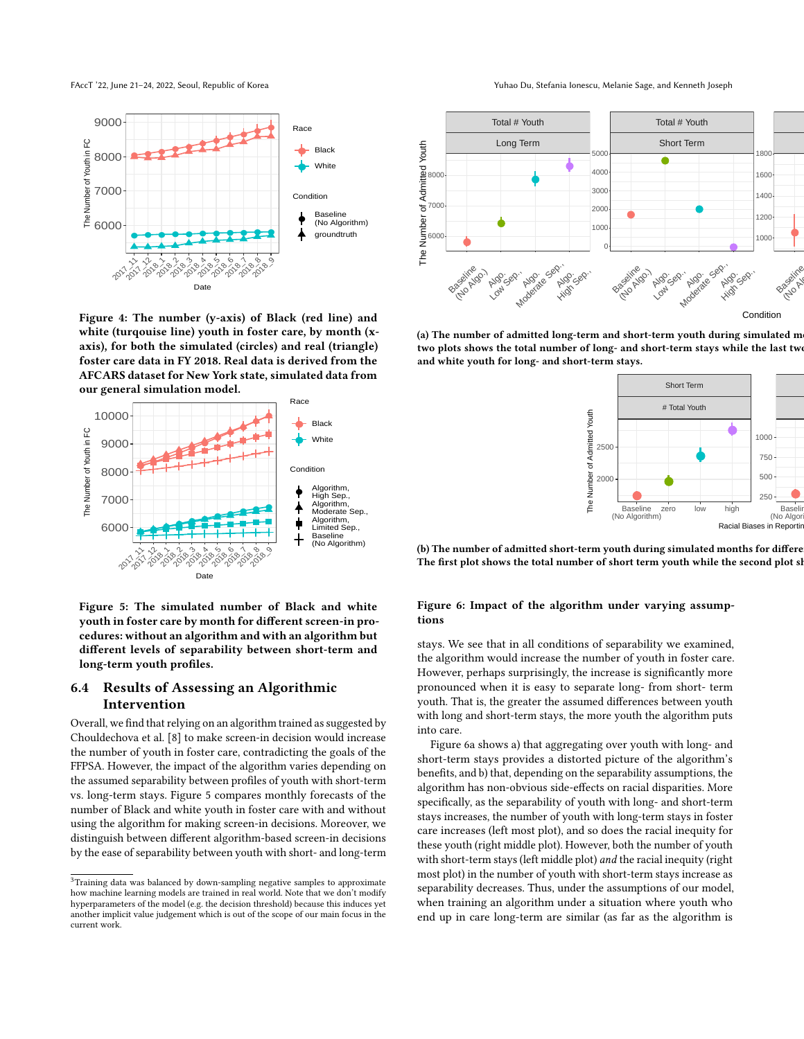Figure 4: The number (y-axis) of Black (red line) and white (turquoise line) youth in foster care, by month (x-axis), for both the simulated (circles) and real (triangle) foster care data in FY 2018. Real data is derived from the AFCARS dataset for New York state, simulated data from our general simulation model.

Figure 5: The simulated number of Black and white youth in foster care by month for different screen-in procedures: without an algorithm and with an algorithm but different levels of separability between short-term and long-term youth profiles.

## 6.4 Results of Assessing an Algorithmic Intervention

Overall, we find that relying on an algorithm trained as suggested by Chouldechova et al. [8] to make screen-in decision would increase the number of youth in foster care, contradicting the goals of the FFPSA. However, the impact of the algorithm varies depending on the assumed separability between profiles of youth with short-term vs. long-term stays. Figure 5 compares monthly forecasts of the number of Black and white youth in foster care with and without using the algorithm for making screen-in decisions. Moreover, we distinguish between different algorithm-based screen-in decisions by the ease of separability between youth with short- and long-term

[3] Training data was balanced by down-sampling negative samples to approximate how machine learning models are trained in real world. Note that we don't modify hyperparameters of the model (e.g. the decision threshold) because this induces yet another implicit value judgement which is out of the scope of our main focus in the current work.

(a) The number of admitted long-term and short-term youth during simulated mo… two plots shows the total number of long- and short-term stays while the last two… and white youth for long- and short-term stays.

(b) The number of admitted short-term youth during simulated months for differe… The first plot shows the total number of short term youth while the second plot sh…

Figure 6: Impact of the algorithm under varying assumptions

stays. We see that in all conditions of separability we examined, the algorithm would increase the number of youth in foster care. However, perhaps surprisingly, the increase is significantly more pronounced when it is easy to separate long- from short- term youth. That is, the greater the assumed differences between youth with long and short-term stays, the more youth the algorithm puts into care.

Figure 6a shows a) that aggregating over youth with long- and short-term stays provides a distorted picture of the algorithm's benefits, and b) that, depending on the separability assumptions, the algorithm has non-obvious side-effects on racial disparities. More specifically, as the separability of youth with long- and short-term stays increases, the number of youth with long-term stays in foster care increases (left most plot), and so does the racial inequity for these youth (right middle plot). However, both the number of youth with short-term stays (left middle plot) *and* the racial inequity (right most plot) in the number of youth with short-term stays increase as separability decreases. Thus, under the assumptions of our model, when training an algorithm under a situation where youth who end up in care long-term are similar (as far as the algorithm is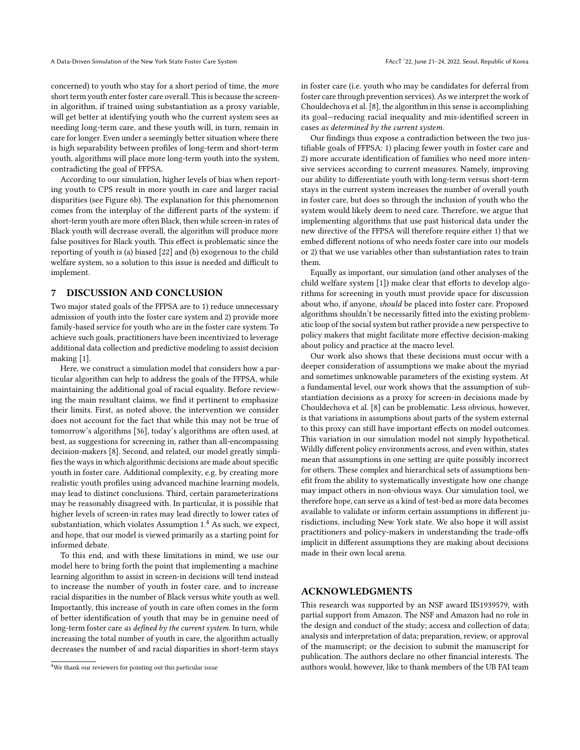concerned) to youth who stay for a short period of time, the *more* short term youth enter foster care overall. This is because the screen-in algorithm, if trained using substantiation as a proxy variable, will get better at identifying youth who the current system sees as needing long-term care, and these youth will, in turn, remain in care for longer. Even under a seemingly better situation where there is high separability between profiles of long-term and short-term youth, algorithms will place more long-term youth into the system, contradicting the goal of FFPSA.

According to our simulation, higher levels of bias when reporting youth to CPS result in more youth in care and larger racial disparities (see Figure 6b). The explanation for this phenomenon comes from the interplay of the different parts of the system: if short-term youth are more often Black, then while screen-in rates of Black youth will decrease overall, the algorithm will produce more false positives for Black youth. This effect is problematic since the reporting of youth is (a) biased [22] and (b) exogenous to the child welfare system, so a solution to this issue is needed and difficult to implement.

## 7 DISCUSSION AND CONCLUSION

Two major stated goals of the FFPSA are to 1) reduce unnecessary admission of youth into the foster care system and 2) provide more family-based service for youth who are in the foster care system. To achieve such goals, practitioners have been incentivized to leverage additional data collection and predictive modeling to assist decision making [1].

Here, we construct a simulation model that considers how a particular algorithm can help to address the goals of the FFPSA, while maintaining the additional goal of racial equality. Before reviewing the main resultant claims, we find it pertinent to emphasize their limits. First, as noted above, the intervention we consider does not account for the fact that while this may not be true of tomorrow's algorithms [36], today's algorithms are often used, at best, as suggestions for screening in, rather than all-encompassing decision-makers [8]. Second, and related, our model greatly simplifies the ways in which algorithmic decisions are made about specific youth in foster care. Additional complexity, e.g. by creating more realistic youth profiles using advanced machine learning models, may lead to distinct conclusions. Third, certain parameterizations may be reasonably disagreed with. In particular, it is possible that higher levels of screen-in rates may lead directly to lower rates of substantiation, which violates Assumption 1.[4] As such, we expect, and hope, that our model is viewed primarily as a starting point for informed debate.

To this end, and with these limitations in mind, we use our model here to bring forth the point that implementing a machine learning algorithm to assist in screen-in decisions will tend instead to increase the number of youth in foster care, and to increase racial disparities in the number of Black versus white youth as well. Importantly, this increase of youth in care often comes in the form of better identification of youth that may be in genuine need of long-term foster care *as defined by the current system*. In turn, while increasing the total number of youth in care, the algorithm actually decreases the number of and racial disparities in short-term stays in foster care (i.e. youth who may be candidates for deferral from foster care through prevention services). As we interpret the work of Chouldechova et al. [8], the algorithm in this sense is accomplishing its goal—reducing racial inequality and mis-identified screen in cases *as determined by the current system*.

Our findings thus expose a contradiction between the two justifiable goals of FFPSA: 1) placing fewer youth in foster care and 2) more accurate identification of families who need more intensive services according to current measures. Namely, improving our ability to differentiate youth with long-term versus short-term stays in the current system increases the number of overall youth in foster care, but does so through the inclusion of youth who the system would likely deem to need care. Therefore, we argue that implementing algorithms that use past historical data under the new directive of the FFPSA will therefore require either 1) that we embed different notions of who needs foster care into our models or 2) that we use variables other than substantiation rates to train them.

Equally as important, our simulation (and other analyses of the child welfare system [1]) make clear that efforts to develop algorithms for screening in youth must provide space for discussion about who, if anyone, *should* be placed into foster care. Proposed algorithms shouldn't be necessarily fitted into the existing problematic loop of the social system but rather provide a new perspective to policy makers that might facilitate more effective decision-making about policy and practice at the macro level.

Our work also shows that these decisions must occur with a deeper consideration of assumptions we make about the myriad and sometimes unknowable parameters of the existing system. At a fundamental level, our work shows that the assumption of substantiation decisions as a proxy for screen-in decisions made by Chouldechova et al. [8] can be problematic. Less obvious, however, is that variations in assumptions about parts of the system external to this proxy can still have important effects on model outcomes. This variation in our simulation model not simply hypothetical. Wildly different policy environments across, and even within, states mean that assumptions in one setting are quite possibly incorrect for others. These complex and hierarchical sets of assumptions benefit from the ability to systematically investigate how one change may impact others in non-obvious ways. Our simulation tool, we therefore hope, can serve as a kind of test-bed as more data becomes available to validate or inform certain assumptions in different jurisdictions, including New York state. We also hope it will assist practitioners and policy-makers in understanding the trade-offs implicit in different assumptions they are making about decisions made in their own local arena.

## ACKNOWLEDGMENTS

This research was supported by an NSF award IIS1939579, with partial support from Amazon. The NSF and Amazon had no role in the design and conduct of the study; access and collection of data; analysis and interpretation of data; preparation, review, or approval of the manuscript; or the decision to submit the manuscript for publication. The authors declare no other financial interests. The authors would, however, like to thank members of the UB FAI team

[4] We thank our reviewers for pointing out this particular issue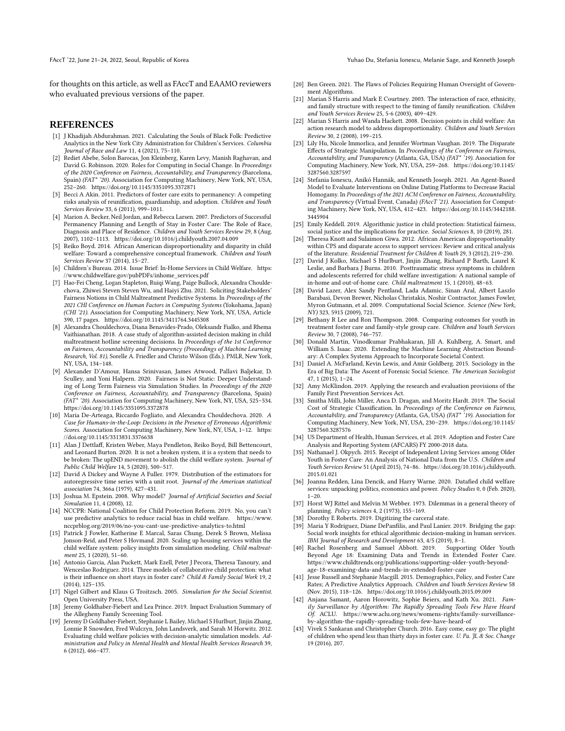for thoughts on this article, as well as FAccT and EAAMO reviewers who evaluated previous versions of the paper.

## REFERENCES

- [1] J Khadijah Abdurahman. 2021. Calculating the Souls of Black Folk: Predictive Analytics in the New York City Administration for Children's Services. *Columbia Journal of Race and Law* 11, 4 (2021), 75–110.
- [2] Rediet Abebe, Solon Barocas, Jon Kleinberg, Karen Levy, Manish Raghavan, and David G. Robinson. 2020. Roles for Computing in Social Change. In *Proceedings of the 2020 Conference on Fairness, Accountability, and Transparency* (Barcelona, Spain) *(FAT* '20)*. Association for Computing Machinery, New York, NY, USA, 252–260. https://doi.org/10.1145/3351095.3372871
- [3] Becci A Akin. 2011. Predictors of foster care exits to permanency: A competing risks analysis of reunification, guardianship, and adoption. *Children and Youth Services Review* 33, 6 (2011), 999–1011.
- [4] Marion A. Becker, Neil Jordan, and Rebecca Larsen. 2007. Predictors of Successful Permanency Planning and Length of Stay in Foster Care: The Role of Race, Diagnosis and Place of Residence. *Children and Youth Services Review* 29, 8 (Aug. 2007), 1102–1113. https://doi.org/10.1016/j.childyouth.2007.04.009
- [5] Reiko Boyd. 2014. African American disproportionality and disparity in child welfare: Toward a comprehensive conceptual framework. *Children and Youth Services Review* 37 (2014), 15–27.
- [6] Children's Bureau. 2014. Issue Brief: In-Home Services in Child Welfare. https://www.childwelfare.gov/pubPDFs/inhome_services.pdf
- [7] Hao-Fei Cheng, Logan Stapleton, Ruiqi Wang, Paige Bullock, Alexandra Chouldechova, Zhiwei Steven Steven Wu, and Haiyi Zhu. 2021. Soliciting Stakeholders' Fairness Notions in Child Maltreatment Predictive Systems. In *Proceedings of the 2021 CHI Conference on Human Factors in Computing Systems* (Yokohama, Japan) *(CHI '21)*. Association for Computing Machinery, New York, NY, USA, Article 390, 17 pages. https://doi.org/10.1145/3411764.3445308
- [8] Alexandra Chouldechova, Diana Benavides-Prado, Oleksandr Fialko, and Rhema Vaithianathan. 2018. A case study of algorithm-assisted decision making in child maltreatment hotline screening decisions. In *Proceedings of the 1st Conference on Fairness, Accountability and Transparency (Proceedings of Machine Learning Research, Vol. 81)*, Sorelle A. Friedler and Christo Wilson (Eds.). PMLR, New York, NY, USA, 134–148.
- [9] Alexander D'Amour, Hansa Srinivasan, James Atwood, Pallavi Baljekar, D. Sculley, and Yoni Halpern. 2020. Fairness is Not Static: Deeper Understanding of Long Term Fairness via Simulation Studies. In *Proceedings of the 2020 Conference on Fairness, Accountability, and Transparency* (Barcelona, Spain) *(FAT* '20)*. Association for Computing Machinery, New York, NY, USA, 525–534. https://doi.org/10.1145/3351095.3372878
- [10] Maria De-Arteaga, Riccardo Fogliato, and Alexandra Chouldechova. 2020. *A Case for Humans-in-the-Loop: Decisions in the Presence of Erroneous Algorithmic Scores*. Association for Computing Machinery, New York, NY, USA, 1–12. https://doi.org/10.1145/3313831.3376638
- [11] Alan J Dettlaff, Kristen Weber, Maya Pendleton, Reiko Boyd, Bill Bettencourt, and Leonard Burton. 2020. It is not a broken system, it is a system that needs to be broken: The upEND movement to abolish the child welfare system. *Journal of Public Child Welfare* 14, 5 (2020), 500–517.
- [12] David A Dickey and Wayne A Fuller. 1979. Distribution of the estimators for autoregressive time series with a unit root. *Journal of the American statistical association* 74, 366a (1979), 427–431.
- [13] Joshua M. Epstein. 2008. Why model? *Journal of Artificial Societies and Social Simulation* 11, 4 (2008), 12.
- [14] NCCPR: National Coalition for Child Protection Reform. 2019. No, you can't use predictive analytics to reduce racial bias in child welfare. https://www.nccprblog.org/2019/06/no-you-cant-use-predictive-analytics-to.html
- [15] Patrick J Fowler, Katherine E Marcal, Saras Chung, Derek S Brown, Melissa Jonson-Reid, and Peter S Hovmand. 2020. Scaling up housing services within the child welfare system: policy insights from simulation modeling. *Child maltreatment* 25, 1 (2020), 51–60.
- [16] Antonio Garcia, Alan Puckett, Mark Ezell, Peter J Pecora, Theresa Tanoury, and Wenceslao Rodriguez. 2014. Three models of collaborative child protection: what is their influence on short stays in foster care? *Child & Family Social Work* 19, 2 (2014), 125–135.
- [17] Nigel Gilbert and Klaus G Troitzsch. 2005. *Simulation for the Social Scientist*. Open University Press, USA.
- [18] Jeremy Goldhaber-Fiebert and Lea Prince. 2019. Impact Evaluation Summary of the Allegheny Family Screening Tool.
- [19] Jeremy D Goldhaber-Fiebert, Stephanie L Bailey, Michael S Hurlburt, Jinjin Zhang, Lonnie R Snowden, Fred Wulczyn, John Landsverk, and Sarah M Horwitz. 2012. Evaluating child welfare policies with decision-analytic simulation models. *Administration and Policy in Mental Health and Mental Health Services Research* 39, 6 (2012), 466–477.
- [20] Ben Green. 2021. The Flaws of Policies Requiring Human Oversight of Government Algorithms.
- [21] Marian S Harris and Mark E Courtney. 2003. The interaction of race, ethnicity, and family structure with respect to the timing of family reunification. *Children and Youth Services Review* 25, 5-6 (2003), 409–429.
- [22] Marian S Harris and Wanda Hackett. 2008. Decision points in child welfare: An action research model to address disproportionality. *Children and Youth Services Review* 30, 2 (2008), 199–215.
- [23] Lily Hu, Nicole Immorlica, and Jennifer Wortman Vaughan. 2019. The Disparate Effects of Strategic Manipulation. In *Proceedings of the Conference on Fairness, Accountability, and Transparency* (Atlanta, GA, USA) *(FAT* '19)*. Association for Computing Machinery, New York, NY, USA, 259–268. https://doi.org/10.1145/3287560.3287597
- [24] Stefania Ionescu, Anikó Hannák, and Kenneth Joseph. 2021. An Agent-Based Model to Evaluate Interventions on Online Dating Platforms to Decrease Racial Homogamy. In *Proceedings of the 2021 ACM Conference on Fairness, Accountability, and Transparency* (Virtual Event, Canada) *(FAccT '21)*. Association for Computing Machinery, New York, NY, USA, 412–423. https://doi.org/10.1145/3442188.3445904
- [25] Emily Keddell. 2019. Algorithmic justice in child protection: Statistical fairness, social justice and the implications for practice. *Social Sciences* 8, 10 (2019), 281.
- [26] Theresa Knott and Sulaimon Giwa. 2012. African American disproportionality within CPS and disparate access to support services: Review and critical analysis of the literature. *Residential Treatment for Children & Youth* 29, 3 (2012), 219–230.
- [27] David J Kolko, Michael S Hurlburt, Jinjin Zhang, Richard P Barth, Laurel K Leslie, and Barbara J Burns. 2010. Posttraumatic stress symptoms in children and adolescents referred for child welfare investigation: A national sample of in-home and out-of-home care. *Child maltreatment* 15, 1 (2010), 48–63.
- [28] David Lazer, Alex Sandy Pentland, Lada Adamic, Sinan Aral, Albert Laszlo Barabasi, Devon Brewer, Nicholas Christakis, Noshir Contractor, James Fowler, Myron Gutmann, et al. 2009. Computational Social Science. *Science (New York, NY)* 323, 5915 (2009), 721.
- [29] Bethany R Lee and Ron Thompson. 2008. Comparing outcomes for youth in treatment foster care and family-style group care. *Children and Youth Services Review* 30, 7 (2008), 746–757.
- [30] Donald Martin, Vinodkumar Prabhakaran, Jill A. Kuhlberg, A. Smart, and William S. Isaac. 2020. Extending the Machine Learning Abstraction Boundary: A Complex Systems Approach to Incorporate Societal Context.
- [31] Daniel A. McFarland, Kevin Lewis, and Amir Goldberg. 2015. Sociology in the Era of Big Data: The Ascent of Forensic Social Science. *The American Sociologist* 47, 1 (2015), 1–24.
- [32] Amy McKlindon. 2019. Applying the research and evaluation provisions of the Family First Prevention Services Act.
- [33] Smitha Milli, John Miller, Anca D. Dragan, and Moritz Hardt. 2019. The Social Cost of Strategic Classification. In *Proceedings of the Conference on Fairness, Accountability, and Transparency* (Atlanta, GA, USA) *(FAT* '19)*. Association for Computing Machinery, New York, NY, USA, 230–239. https://doi.org/10.1145/3287560.3287576
- [34] US Department of Health, Human Services, et al. 2019. Adoption and Foster Care Analysis and Reporting System (AFCARS) FY 2000-2018 data.
- [35] Nathanael J. Okpych. 2015. Receipt of Independent Living Services among Older Youth in Foster Care: An Analysis of National Data from the U.S. *Children and Youth Services Review* 51 (April 2015), 74–86. https://doi.org/10.1016/j.childyouth.2015.01.021
- [36] Joanna Redden, Lina Dencik, and Harry Warne. 2020. Datafied child welfare services: unpacking politics, economics and power. *Policy Studies* 0, 0 (Feb. 2020), 1–20.
- [37] Horst WJ Rittel and Melvin M Webber. 1973. Dilemmas in a general theory of planning. *Policy sciences* 4, 2 (1973), 155–169.
- [38] Dorothy E Roberts. 2019. Digitizing the carceral state.
- [39] Maria Y Rodriguez, Diane DePanfilis, and Paul Lanier. 2019. Bridging the gap: Social work insights for ethical algorithmic decision-making in human services. *IBM Journal of Research and Development* 63, 4/5 (2019), 8–1.
- [40] Rachel Rosenberg and Samuel Abbott. 2019. Supporting Older Youth Beyond Age 18: Examining Data and Trends in Extended Foster Care. https://www.childtrends.org/publications/supporting-older-youth-beyond-age-18-examining-data-and-trends-in-extended-foster-care
- [41] Jesse Russell and Stephanie Macgill. 2015. Demographics, Policy, and Foster Care Rates; A Predictive Analytics Approach. *Children and Youth Services Review* 58 (Nov. 2015), 118–126. https://doi.org/10.1016/j.childyouth.2015.09.009
- [42] Anjana Samant, Aaron Horowitz, Sophie Beiers, and Kath Xu. 2021. *Family Surveillance by Algorithm: The Rapidly Spreading Tools Few Have Heard Of*. ACLU. https://www.aclu.org/news/womens-rights/family-surveillance-by-algorithm-the-rapidly-spreading-tools-few-have-heard-of
- [43] Vivek S Sankaran and Christopher Church. 2016. Easy come, easy go: The plight of children who spend less than thirty days in foster care. *U. Pa. JL & Soc. Change* 19 (2016), 207.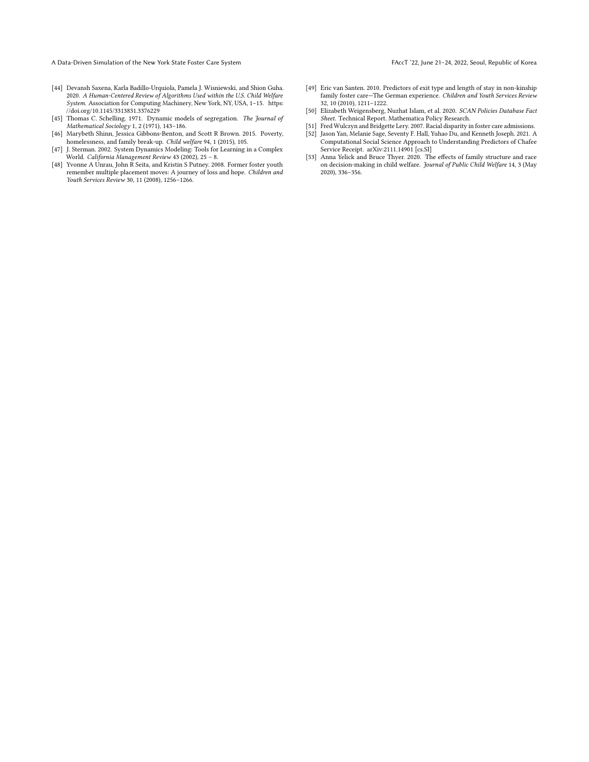[44] Devansh Saxena, Karla Badillo-Urquiola, Pamela J. Wisniewski, and Shion Guha. 2020. *A Human-Centered Review of Algorithms Used within the U.S. Child Welfare System.* Association for Computing Machinery, New York, NY, USA, 1–15. https://doi.org/10.1145/3313831.3376229

[45] Thomas C. Schelling. 1971. Dynamic models of segregation. *The Journal of Mathematical Sociology* 1, 2 (1971), 143–186.

[46] Marybeth Shinn, Jessica Gibbons-Benton, and Scott R Brown. 2015. Poverty, homelessness, and family break-up. *Child welfare* 94, 1 (2015), 105.

[47] J. Sterman. 2002. System Dynamics Modeling: Tools for Learning in a Complex World. *California Management Review* 43 (2002), 25 – 8.

[48] Yvonne A Unrau, John R Seita, and Kristin S Putney. 2008. Former foster youth remember multiple placement moves: A journey of loss and hope. *Children and Youth Services Review* 30, 11 (2008), 1256–1266.

[49] Eric van Santen. 2010. Predictors of exit type and length of stay in non-kinship family foster care—The German experience. *Children and Youth Services Review* 32, 10 (2010), 1211–1222.

[50] Elizabeth Weigensberg, Nuzhat Islam, et al. 2020. *SCAN Policies Database Fact Sheet.* Technical Report. Mathematica Policy Research.

[51] Fred Wulczyn and Bridgette Lery. 2007. Racial disparity in foster care admissions.

[52] Jason Yan, Melanie Sage, Seventy F. Hall, Yuhao Du, and Kenneth Joseph. 2021. A Computational Social Science Approach to Understanding Predictors of Chafee Service Receipt. arXiv:2111.14901 [cs.SI]

[53] Anna Yelick and Bruce Thyer. 2020. The effects of family structure and race on decision-making in child welfare. *Journal of Public Child Welfare* 14, 3 (May 2020), 336–356.